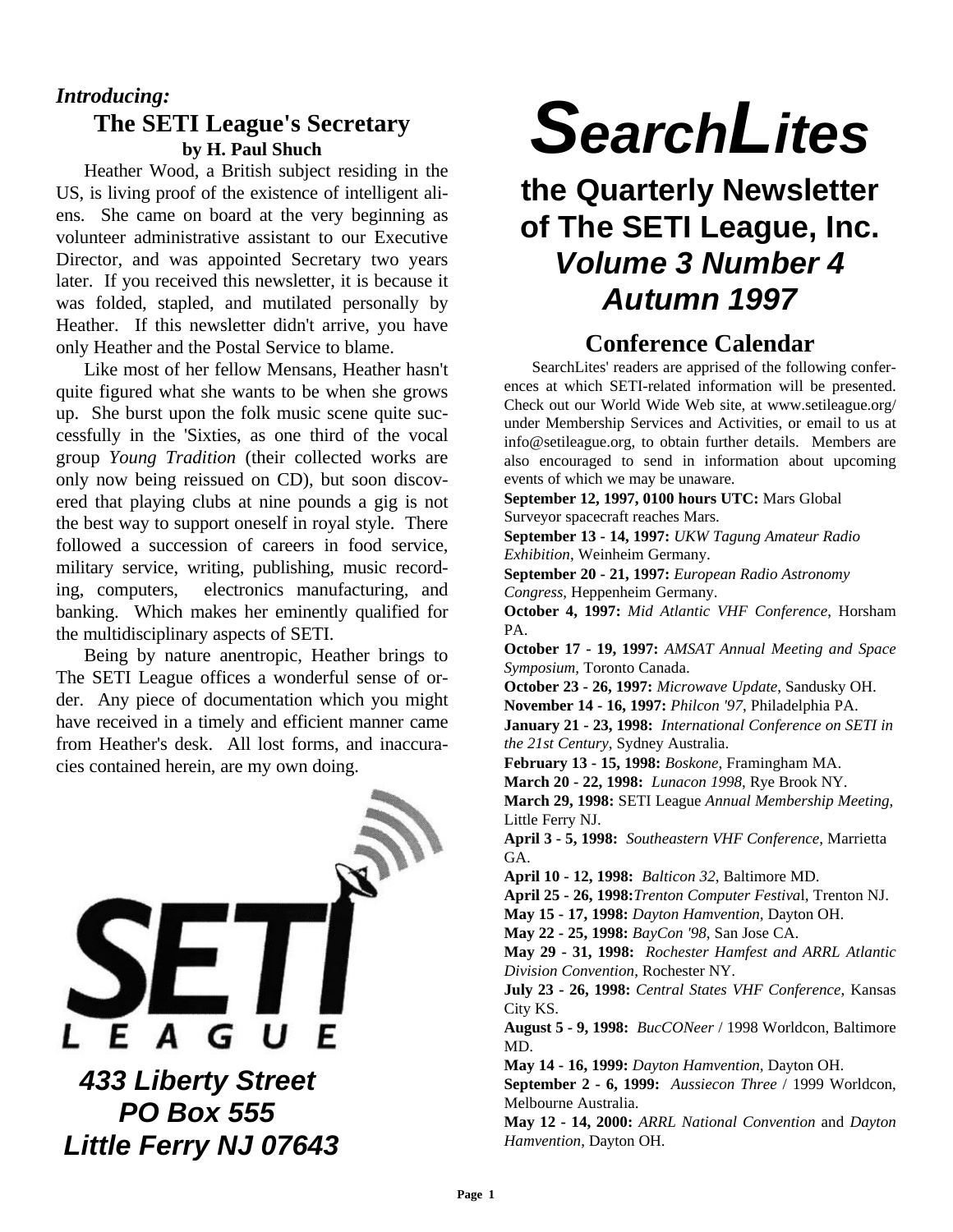# SearchLites

## the Quarterly Newsletter of The SETI League, Inc.

### *Volume 3 Number 4*

### *Autumn 1997*

*Introducing:*

## The SETI League's Secretary

**by H. Paul Shuch**

Heather Wood, a British subject residing in the US, is living proof of the existence of intelligent aliens. She came on board at the very beginning as volunteer administrative assistant to our Executive Director, and was appointed Secretary two years later. If you received this newsletter, it is because it was folded, stapled, and mutilated personally by Heather. If this newsletter didn't arrive, you have only Heather and the Postal Service to blame.

Like most of her fellow Mensans, Heather hasn't quite figured what she wants to be when she grows up. She burst upon the folk music scene quite successfully in the 'Sixties, as one third of the vocal group *Young Tradition* (their collected works are only now being reissued on CD), but soon discovered that playing clubs at nine pounds a gig is not the best way to support oneself in royal style. There followed a succession of careers in food service, military service, writing, publishing, music recording, computers, electronics manufacturing, and banking. Which makes her eminently qualified for the multidisciplinary aspects of SETI.

Being by nature anentropic, Heather brings to The SETI League offices a wonderful sense of order. Any piece of documentation which you might have received in a timely and efficient manner came from Heather's desk. All lost forms, and inaccuracies contained herein, are my own doing.

SETI LEAGUE

***433 Liberty Street***
***PO Box 555***
***Little Ferry NJ 07643***

## Conference Calendar

SearchLites' readers are apprised of the following conferences at which SETI-related information will be presented. Check out our World Wide Web site, at www.setileague.org/ under Membership Services and Activities, or email to us at info@setileague.org, to obtain further details. Members are also encouraged to send in information about upcoming events of which we may be unaware.

**September 12, 1997, 0100 hours UTC:** Mars Global Surveyor spacecraft reaches Mars.

**September 13 - 14, 1997:** *UKW Tagung Amateur Radio Exhibition*, Weinheim Germany.

**September 20 - 21, 1997:** *European Radio Astronomy Congress*, Heppenheim Germany.

**October 4, 1997:** *Mid Atlantic VHF Conference*, Horsham PA.

**October 17 - 19, 1997:** *AMSAT Annual Meeting and Space Symposium*, Toronto Canada.

**October 23 - 26, 1997:** *Microwave Update*, Sandusky OH.

**November 14 - 16, 1997:** *Philcon '97*, Philadelphia PA.

**January 21 - 23, 1998:** *International Conference on SETI in the 21st Century*, Sydney Australia.

**February 13 - 15, 1998:** *Boskone*, Framingham MA.

**March 20 - 22, 1998:** *Lunacon 1998*, Rye Brook NY.

**March 29, 1998:** SETI League *Annual Membership Meeting*, Little Ferry NJ.

**April 3 - 5, 1998:** *Southeastern VHF Conference*, Marrietta GA.

**April 10 - 12, 1998:** *Balticon 32*, Baltimore MD.

**April 25 - 26, 1998:** *Trenton Computer Festival*, Trenton NJ.

**May 15 - 17, 1998:** *Dayton Hamvention*, Dayton OH.

**May 22 - 25, 1998:** *BayCon '98*, San Jose CA.

**May 29 - 31, 1998:** *Rochester Hamfest and ARRL Atlantic Division Convention*, Rochester NY.

**July 23 - 26, 1998:** *Central States VHF Conference*, Kansas City KS.

**August 5 - 9, 1998:** *BucCONeer* / 1998 Worldcon, Baltimore MD.

**May 14 - 16, 1999:** *Dayton Hamvention*, Dayton OH.

**September 2 - 6, 1999:** *Aussiecon Three* / 1999 Worldcon, Melbourne Australia.

**May 12 - 14, 2000:** *ARRL National Convention* and *Dayton Hamvention*, Dayton OH.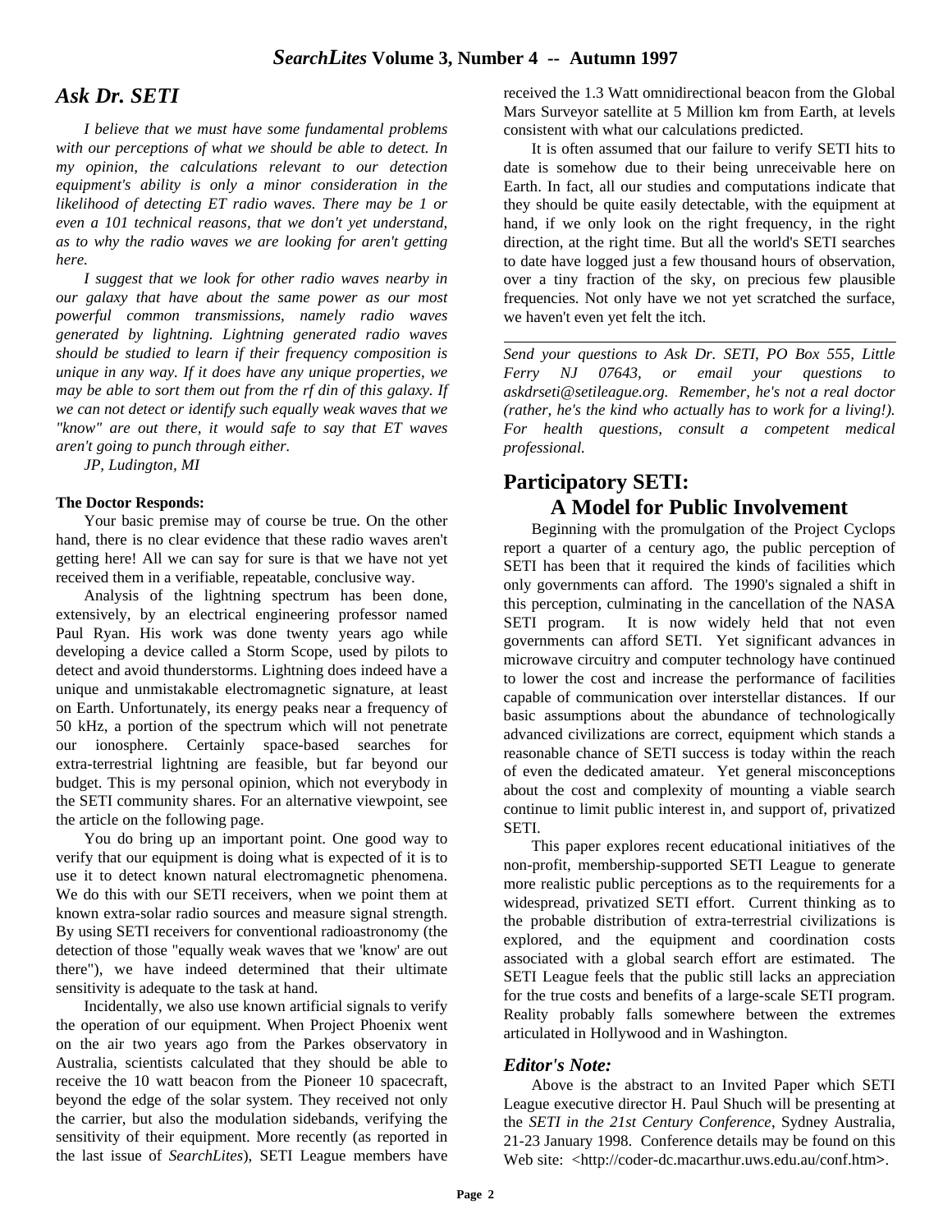## *Ask Dr. SETI*

*I believe that we must have some fundamental problems with our perceptions of what we should be able to detect. In my opinion, the calculations relevant to our detection equipment's ability is only a minor consideration in the likelihood of detecting ET radio waves. There may be 1 or even a 101 technical reasons, that we don't yet understand, as to why the radio waves we are looking for aren't getting here.*

*I suggest that we look for other radio waves nearby in our galaxy that have about the same power as our most powerful common transmissions, namely radio waves generated by lightning. Lightning generated radio waves should be studied to learn if their frequency composition is unique in any way. If it does have any unique properties, we may be able to sort them out from the rf din of this galaxy. If we can not detect or identify such equally weak waves that we "know" are out there, it would safe to say that ET waves aren't going to punch through either.*

*JP, Ludington, MI*

**The Doctor Responds:**

Your basic premise may of course be true. On the other hand, there is no clear evidence that these radio waves aren't getting here! All we can say for sure is that we have not yet received them in a verifiable, repeatable, conclusive way.

Analysis of the lightning spectrum has been done, extensively, by an electrical engineering professor named Paul Ryan. His work was done twenty years ago while developing a device called a Storm Scope, used by pilots to detect and avoid thunderstorms. Lightning does indeed have a unique and unmistakable electromagnetic signature, at least on Earth. Unfortunately, its energy peaks near a frequency of 50 kHz, a portion of the spectrum which will not penetrate our ionosphere. Certainly space-based searches for extra-terrestrial lightning are feasible, but far beyond our budget. This is my personal opinion, which not everybody in the SETI community shares. For an alternative viewpoint, see the article on the following page.

You do bring up an important point. One good way to verify that our equipment is doing what is expected of it is to use it to detect known natural electromagnetic phenomena. We do this with our SETI receivers, when we point them at known extra-solar radio sources and measure signal strength. By using SETI receivers for conventional radioastronomy (the detection of those "equally weak waves that we 'know' are out there"), we have indeed determined that their ultimate sensitivity is adequate to the task at hand.

Incidentally, we also use known artificial signals to verify the operation of our equipment. When Project Phoenix went on the air two years ago from the Parkes observatory in Australia, scientists calculated that they should be able to receive the 10 watt beacon from the Pioneer 10 spacecraft, beyond the edge of the solar system. They received not only the carrier, but also the modulation sidebands, verifying the sensitivity of their equipment. More recently (as reported in the last issue of *SearchLites*), SETI League members have received the 1.3 Watt omnidirectional beacon from the Global Mars Surveyor satellite at 5 Million km from Earth, at levels consistent with what our calculations predicted.

It is often assumed that our failure to verify SETI hits to date is somehow due to their being unreceivable here on Earth. In fact, all our studies and computations indicate that they should be quite easily detectable, with the equipment at hand, if we only look on the right frequency, in the right direction, at the right time. But all the world's SETI searches to date have logged just a few thousand hours of observation, over a tiny fraction of the sky, on precious few plausible frequencies. Not only have we not yet scratched the surface, we haven't even yet felt the itch.

---

*Send your questions to Ask Dr. SETI, PO Box 555, Little Ferry NJ 07643, or email your questions to askdrseti@setileague.org. Remember, he's not a real doctor (rather, he's the kind who actually has to work for a living!). For health questions, consult a competent medical professional.*

## Participatory SETI: A Model for Public Involvement

Beginning with the promulgation of the Project Cyclops report a quarter of a century ago, the public perception of SETI has been that it required the kinds of facilities which only governments can afford. The 1990's signaled a shift in this perception, culminating in the cancellation of the NASA SETI program. It is now widely held that not even governments can afford SETI. Yet significant advances in microwave circuitry and computer technology have continued to lower the cost and increase the performance of facilities capable of communication over interstellar distances. If our basic assumptions about the abundance of technologically advanced civilizations are correct, equipment which stands a reasonable chance of SETI success is today within the reach of even the dedicated amateur. Yet general misconceptions about the cost and complexity of mounting a viable search continue to limit public interest in, and support of, privatized SETI.

This paper explores recent educational initiatives of the non-profit, membership-supported SETI League to generate more realistic public perceptions as to the requirements for a widespread, privatized SETI effort. Current thinking as to the probable distribution of extra-terrestrial civilizations is explored, and the equipment and coordination costs associated with a global search effort are estimated. The SETI League feels that the public still lacks an appreciation for the true costs and benefits of a large-scale SETI program. Reality probably falls somewhere between the extremes articulated in Hollywood and in Washington.

### *Editor's Note:*

Above is the abstract to an Invited Paper which SETI League executive director H. Paul Shuch will be presenting at the *SETI in the 21st Century Conference*, Sydney Australia, 21-23 January 1998. Conference details may be found on this Web site: <http://coder-dc.macarthur.uws.edu.au/conf.htm>.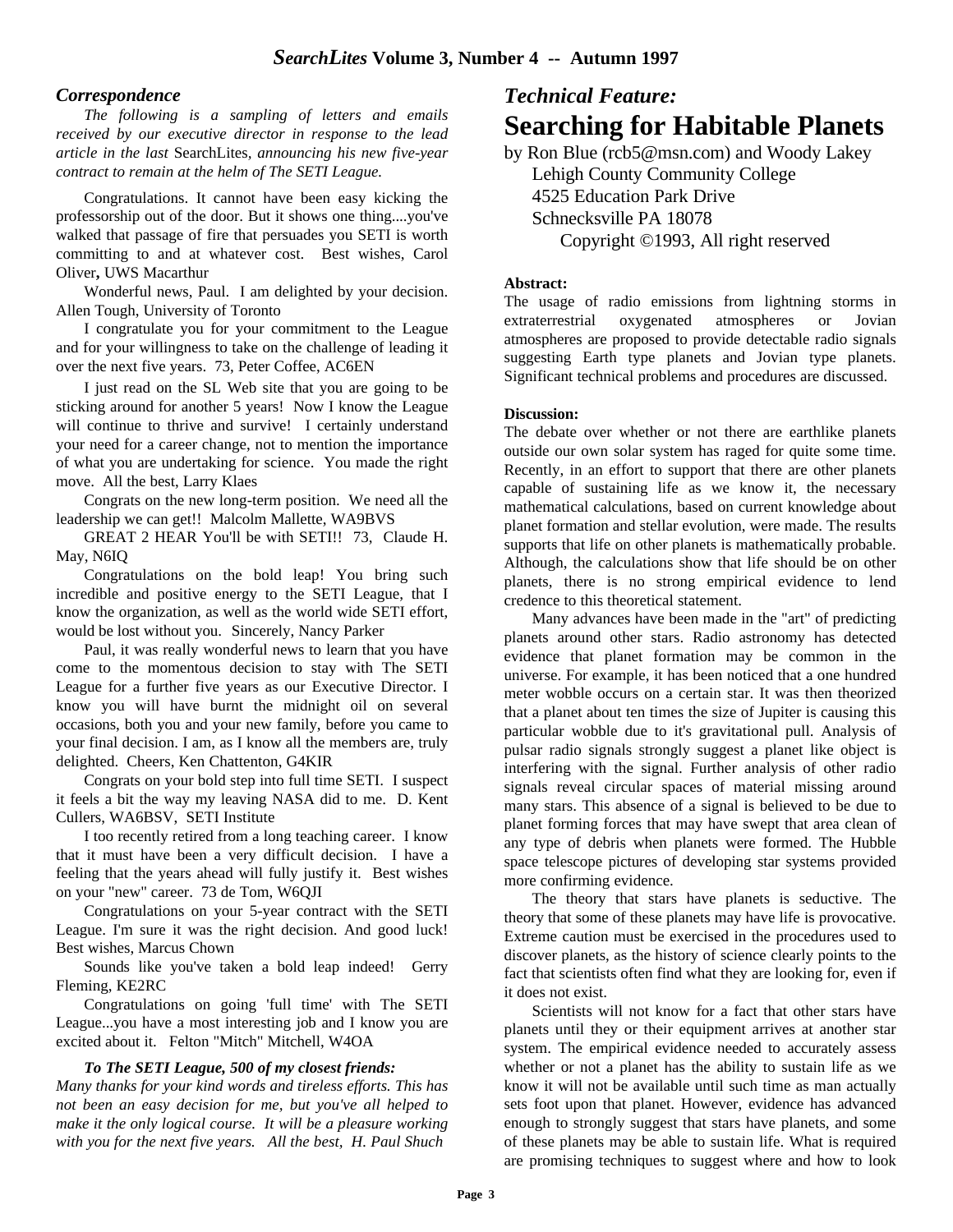## *Correspondence*

*The following is a sampling of letters and emails received by our executive director in response to the lead article in the last* SearchLites*, announcing his new five-year contract to remain at the helm of The SETI League.*

Congratulations. It cannot have been easy kicking the professorship out of the door. But it shows one thing....you've walked that passage of fire that persuades you SETI is worth committing to and at whatever cost. Best wishes, Carol Oliver**,** UWS Macarthur

Wonderful news, Paul. I am delighted by your decision. Allen Tough, University of Toronto

I congratulate you for your commitment to the League and for your willingness to take on the challenge of leading it over the next five years. 73, Peter Coffee, AC6EN

I just read on the SL Web site that you are going to be sticking around for another 5 years! Now I know the League will continue to thrive and survive! I certainly understand your need for a career change, not to mention the importance of what you are undertaking for science. You made the right move. All the best, Larry Klaes

Congrats on the new long-term position. We need all the leadership we can get!! Malcolm Mallette, WA9BVS

GREAT 2 HEAR You'll be with SETI!! 73, Claude H. May, N6IQ

Congratulations on the bold leap! You bring such incredible and positive energy to the SETI League, that I know the organization, as well as the world wide SETI effort, would be lost without you. Sincerely, Nancy Parker

Paul, it was really wonderful news to learn that you have come to the momentous decision to stay with The SETI League for a further five years as our Executive Director. I know you will have burnt the midnight oil on several occasions, both you and your new family, before you came to your final decision. I am, as I know all the members are, truly delighted. Cheers, Ken Chattenton, G4KIR

Congrats on your bold step into full time SETI. I suspect it feels a bit the way my leaving NASA did to me. D. Kent Cullers, WA6BSV, SETI Institute

I too recently retired from a long teaching career. I know that it must have been a very difficult decision. I have a feeling that the years ahead will fully justify it. Best wishes on your "new" career. 73 de Tom, W6QJI

Congratulations on your 5-year contract with the SETI League. I'm sure it was the right decision. And good luck! Best wishes, Marcus Chown

Sounds like you've taken a bold leap indeed! Gerry Fleming, KE2RC

Congratulations on going 'full time' with The SETI League...you have a most interesting job and I know you are excited about it. Felton "Mitch" Mitchell, W4OA

***To The SETI League, 500 of my closest friends:***
*Many thanks for your kind words and tireless efforts. This has not been an easy decision for me, but you've all helped to make it the only logical course. It will be a pleasure working with you for the next five years. All the best, H. Paul Shuch*

## *Technical Feature:*
# Searching for Habitable Planets

by Ron Blue (rcb5@msn.com) and Woody Lakey
Lehigh County Community College
4525 Education Park Drive
Schnecksville PA 18078
Copyright ©1993, All right reserved

**Abstract:**
The usage of radio emissions from lightning storms in extraterrestrial oxygenated atmospheres or Jovian atmospheres are proposed to provide detectable radio signals suggesting Earth type planets and Jovian type planets. Significant technical problems and procedures are discussed.

**Discussion:**
The debate over whether or not there are earthlike planets outside our own solar system has raged for quite some time. Recently, in an effort to support that there are other planets capable of sustaining life as we know it, the necessary mathematical calculations, based on current knowledge about planet formation and stellar evolution, were made. The results supports that life on other planets is mathematically probable. Although, the calculations show that life should be on other planets, there is no strong empirical evidence to lend credence to this theoretical statement.

Many advances have been made in the "art" of predicting planets around other stars. Radio astronomy has detected evidence that planet formation may be common in the universe. For example, it has been noticed that a one hundred meter wobble occurs on a certain star. It was then theorized that a planet about ten times the size of Jupiter is causing this particular wobble due to it's gravitational pull. Analysis of pulsar radio signals strongly suggest a planet like object is interfering with the signal. Further analysis of other radio signals reveal circular spaces of material missing around many stars. This absence of a signal is believed to be due to planet forming forces that may have swept that area clean of any type of debris when planets were formed. The Hubble space telescope pictures of developing star systems provided more confirming evidence.

The theory that stars have planets is seductive. The theory that some of these planets may have life is provocative. Extreme caution must be exercised in the procedures used to discover planets, as the history of science clearly points to the fact that scientists often find what they are looking for, even if it does not exist.

Scientists will not know for a fact that other stars have planets until they or their equipment arrives at another star system. The empirical evidence needed to accurately assess whether or not a planet has the ability to sustain life as we know it will not be available until such time as man actually sets foot upon that planet. However, evidence has advanced enough to strongly suggest that stars have planets, and some of these planets may be able to sustain life. What is required are promising techniques to suggest where and how to look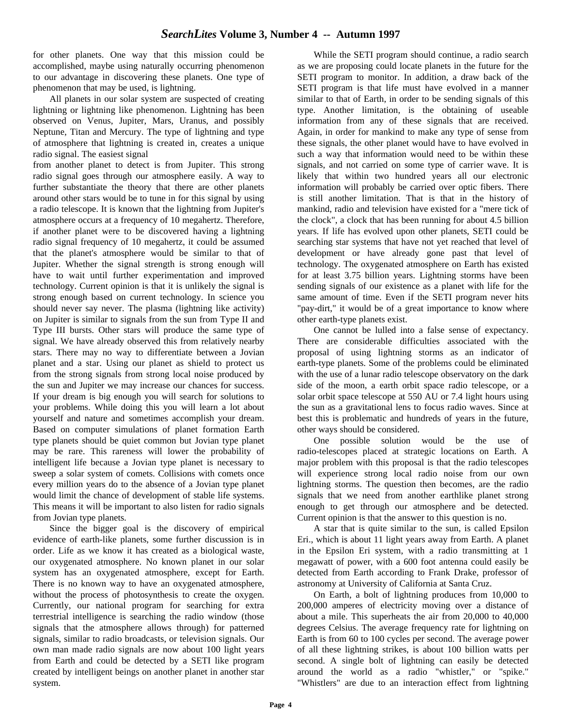for other planets. One way that this mission could be accomplished, maybe using naturally occurring phenomenon to our advantage in discovering these planets. One type of phenomenon that may be used, is lightning.

All planets in our solar system are suspected of creating lightning or lightning like phenomenon. Lightning has been observed on Venus, Jupiter, Mars, Uranus, and possibly Neptune, Titan and Mercury. The type of lightning and type of atmosphere that lightning is created in, creates a unique radio signal. The easiest signal from another planet to detect is from Jupiter. This strong radio signal goes through our atmosphere easily. A way to further substantiate the theory that there are other planets around other stars would be to tune in for this signal by using a radio telescope. It is known that the lightning from Jupiter's atmosphere occurs at a frequency of 10 megahertz. Therefore, if another planet were to be discovered having a lightning radio signal frequency of 10 megahertz, it could be assumed that the planet's atmosphere would be similar to that of Jupiter. Whether the signal strength is strong enough will have to wait until further experimentation and improved technology. Current opinion is that it is unlikely the signal is strong enough based on current technology. In science you should never say never. The plasma (lightning like activity) on Jupiter is similar to signals from the sun from Type II and Type III bursts. Other stars will produce the same type of signal. We have already observed this from relatively nearby stars. There may no way to differentiate between a Jovian planet and a star. Using our planet as shield to protect us from the strong signals from strong local noise produced by the sun and Jupiter we may increase our chances for success. If your dream is big enough you will search for solutions to your problems. While doing this you will learn a lot about yourself and nature and sometimes accomplish your dream. Based on computer simulations of planet formation Earth type planets should be quiet common but Jovian type planet may be rare. This rareness will lower the probability of intelligent life because a Jovian type planet is necessary to sweep a solar system of comets. Collisions with comets once every million years do to the absence of a Jovian type planet would limit the chance of development of stable life systems. This means it will be important to also listen for radio signals from Jovian type planets.

Since the bigger goal is the discovery of empirical evidence of earth-like planets, some further discussion is in order. Life as we know it has created as a biological waste, our oxygenated atmosphere. No known planet in our solar system has an oxygenated atmosphere, except for Earth. There is no known way to have an oxygenated atmosphere, without the process of photosynthesis to create the oxygen. Currently, our national program for searching for extra terrestrial intelligence is searching the radio window (those signals that the atmosphere allows through) for patterned signals, similar to radio broadcasts, or television signals. Our own man made radio signals are now about 100 light years from Earth and could be detected by a SETI like program created by intelligent beings on another planet in another star system.

While the SETI program should continue, a radio search as we are proposing could locate planets in the future for the SETI program to monitor. In addition, a draw back of the SETI program is that life must have evolved in a manner similar to that of Earth, in order to be sending signals of this type. Another limitation, is the obtaining of useable information from any of these signals that are received. Again, in order for mankind to make any type of sense from these signals, the other planet would have to have evolved in such a way that information would need to be within these signals, and not carried on some type of carrier wave. It is likely that within two hundred years all our electronic information will probably be carried over optic fibers. There is still another limitation. That is that in the history of mankind, radio and television have existed for a "mere tick of the clock", a clock that has been running for about 4.5 billion years. If life has evolved upon other planets, SETI could be searching star systems that have not yet reached that level of development or have already gone past that level of technology. The oxygenated atmosphere on Earth has existed for at least 3.75 billion years. Lightning storms have been sending signals of our existence as a planet with life for the same amount of time. Even if the SETI program never hits "pay-dirt," it would be of a great importance to know where other earth-type planets exist.

One cannot be lulled into a false sense of expectancy. There are considerable difficulties associated with the proposal of using lightning storms as an indicator of earth-type planets. Some of the problems could be eliminated with the use of a lunar radio telescope observatory on the dark side of the moon, a earth orbit space radio telescope, or a solar orbit space telescope at 550 AU or 7.4 light hours using the sun as a gravitational lens to focus radio waves. Since at best this is problematic and hundreds of years in the future, other ways should be considered.

One possible solution would be the use of radio-telescopes placed at strategic locations on Earth. A major problem with this proposal is that the radio telescopes will experience strong local radio noise from our own lightning storms. The question then becomes, are the radio signals that we need from another earthlike planet strong enough to get through our atmosphere and be detected. Current opinion is that the answer to this question is no.

A star that is quite similar to the sun, is called Epsilon Eri., which is about 11 light years away from Earth. A planet in the Epsilon Eri system, with a radio transmitting at 1 megawatt of power, with a 600 foot antenna could easily be detected from Earth according to Frank Drake, professor of astronomy at University of California at Santa Cruz.

On Earth, a bolt of lightning produces from 10,000 to 200,000 amperes of electricity moving over a distance of about a mile. This superheats the air from 20,000 to 40,000 degrees Celsius. The average frequency rate for lightning on Earth is from 60 to 100 cycles per second. The average power of all these lightning strikes, is about 100 billion watts per second. A single bolt of lightning can easily be detected around the world as a radio "whistler," or "spike." "Whistlers" are due to an interaction effect from lightning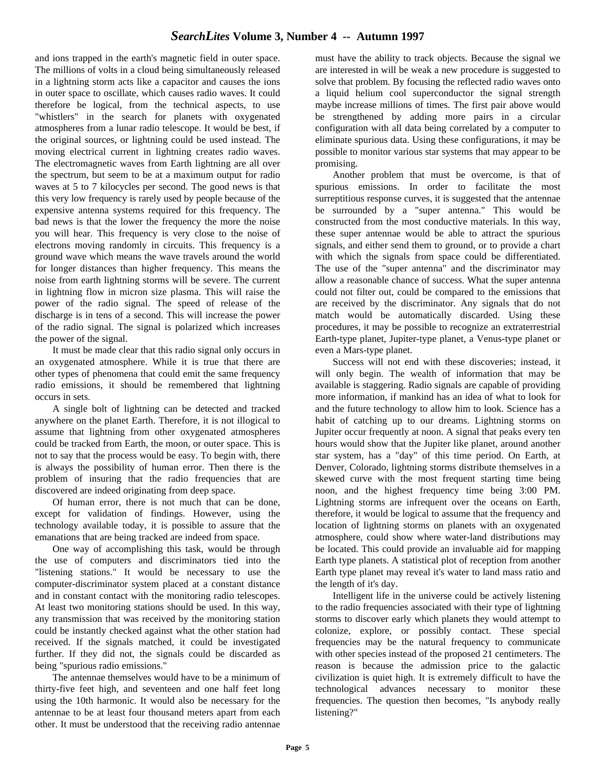and ions trapped in the earth's magnetic field in outer space. The millions of volts in a cloud being simultaneously released in a lightning storm acts like a capacitor and causes the ions in outer space to oscillate, which causes radio waves. It could therefore be logical, from the technical aspects, to use "whistlers" in the search for planets with oxygenated atmospheres from a lunar radio telescope. It would be best, if the original sources, or lightning could be used instead. The moving electrical current in lightning creates radio waves. The electromagnetic waves from Earth lightning are all over the spectrum, but seem to be at a maximum output for radio waves at 5 to 7 kilocycles per second. The good news is that this very low frequency is rarely used by people because of the expensive antenna systems required for this frequency. The bad news is that the lower the frequency the more the noise you will hear. This frequency is very close to the noise of electrons moving randomly in circuits. This frequency is a ground wave which means the wave travels around the world for longer distances than higher frequency. This means the noise from earth lightning storms will be severe. The current in lightning flow in micron size plasma. This will raise the power of the radio signal. The speed of release of the discharge is in tens of a second. This will increase the power of the radio signal. The signal is polarized which increases the power of the signal.

It must be made clear that this radio signal only occurs in an oxygenated atmosphere. While it is true that there are other types of phenomena that could emit the same frequency radio emissions, it should be remembered that lightning occurs in sets.

A single bolt of lightning can be detected and tracked anywhere on the planet Earth. Therefore, it is not illogical to assume that lightning from other oxygenated atmospheres could be tracked from Earth, the moon, or outer space. This is not to say that the process would be easy. To begin with, there is always the possibility of human error. Then there is the problem of insuring that the radio frequencies that are discovered are indeed originating from deep space.

Of human error, there is not much that can be done, except for validation of findings. However, using the technology available today, it is possible to assure that the emanations that are being tracked are indeed from space.

One way of accomplishing this task, would be through the use of computers and discriminators tied into the "listening stations." It would be necessary to use the computer-discriminator system placed at a constant distance and in constant contact with the monitoring radio telescopes. At least two monitoring stations should be used. In this way, any transmission that was received by the monitoring station could be instantly checked against what the other station had received. If the signals matched, it could be investigated further. If they did not, the signals could be discarded as being "spurious radio emissions."

The antennae themselves would have to be a minimum of thirty-five feet high, and seventeen and one half feet long using the 10th harmonic. It would also be necessary for the antennae to be at least four thousand meters apart from each other. It must be understood that the receiving radio antennae must have the ability to track objects. Because the signal we are interested in will be weak a new procedure is suggested to solve that problem. By focusing the reflected radio waves onto a liquid helium cool superconductor the signal strength maybe increase millions of times. The first pair above would be strengthened by adding more pairs in a circular configuration with all data being correlated by a computer to eliminate spurious data. Using these configurations, it may be possible to monitor various star systems that may appear to be promising.

Another problem that must be overcome, is that of spurious emissions. In order to facilitate the most surreptitious response curves, it is suggested that the antennae be surrounded by a "super antenna." This would be constructed from the most conductive materials. In this way, these super antennae would be able to attract the spurious signals, and either send them to ground, or to provide a chart with which the signals from space could be differentiated. The use of the "super antenna" and the discriminator may allow a reasonable chance of success. What the super antenna could not filter out, could be compared to the emissions that are received by the discriminator. Any signals that do not match would be automatically discarded. Using these procedures, it may be possible to recognize an extraterrestrial Earth-type planet, Jupiter-type planet, a Venus-type planet or even a Mars-type planet.

Success will not end with these discoveries; instead, it will only begin. The wealth of information that may be available is staggering. Radio signals are capable of providing more information, if mankind has an idea of what to look for and the future technology to allow him to look. Science has a habit of catching up to our dreams. Lightning storms on Jupiter occur frequently at noon. A signal that peaks every ten hours would show that the Jupiter like planet, around another star system, has a "day" of this time period. On Earth, at Denver, Colorado, lightning storms distribute themselves in a skewed curve with the most frequent starting time being noon, and the highest frequency time being 3:00 PM. Lightning storms are infrequent over the oceans on Earth, therefore, it would be logical to assume that the frequency and location of lightning storms on planets with an oxygenated atmosphere, could show where water-land distributions may be located. This could provide an invaluable aid for mapping Earth type planets. A statistical plot of reception from another Earth type planet may reveal it's water to land mass ratio and the length of it's day.

Intelligent life in the universe could be actively listening to the radio frequencies associated with their type of lightning storms to discover early which planets they would attempt to colonize, explore, or possibly contact. These special frequencies may be the natural frequency to communicate with other species instead of the proposed 21 centimeters. The reason is because the admission price to the galactic civilization is quiet high. It is extremely difficult to have the technological advances necessary to monitor these frequencies. The question then becomes, "Is anybody really listening?"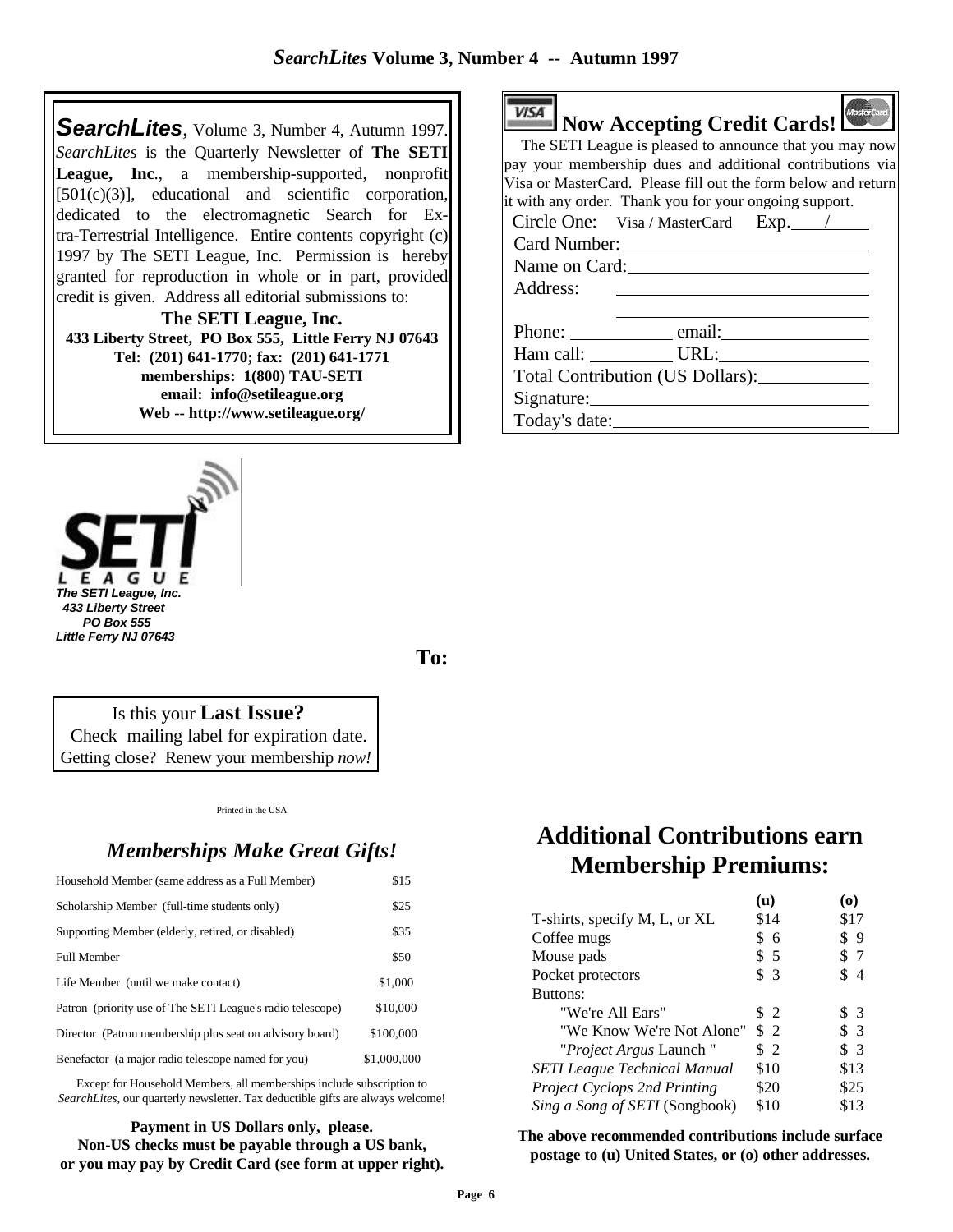**SearchLites**, Volume 3, Number 4, Autumn 1997. *SearchLites* is the Quarterly Newsletter of **The SETI League, Inc**., a membership-supported, nonprofit [501(c)(3)], educational and scientific corporation, dedicated to the electromagnetic Search for Extra-Terrestrial Intelligence. Entire contents copyright (c) 1997 by The SETI League, Inc. Permission is hereby granted for reproduction in whole or in part, provided credit is given. Address all editorial submissions to:

**The SETI League, Inc.**
**433 Liberty Street, PO Box 555, Little Ferry NJ 07643**
**Tel: (201) 641-1770; fax: (201) 641-1771**
**memberships: 1(800) TAU-SETI**
**email: info@setileague.org**
**Web -- http://www.setileague.org/**

## Now Accepting Credit Cards!

The SETI League is pleased to announce that you may now pay your membership dues and additional contributions via Visa or MasterCard. Please fill out the form below and return it with any order. Thank you for your ongoing support.

Circle One: Visa / MasterCard Exp. ____/____
Card Number: ______________________
Name on Card: ______________________
Address: ______________________
______________________
Phone: __________ email: ______________
Ham call: ________ URL: ______________
Total Contribution (US Dollars): __________
Signature: ______________________
Today's date: ______________________

SETI LEAGUE

*The SETI League, Inc.*
*433 Liberty Street*
*PO Box 555*
*Little Ferry NJ 07643*

**To:**

Is this your **Last Issue?**
Check mailing label for expiration date.
Getting close? Renew your membership *now!*

Printed in the USA

## *Memberships Make Great Gifts!*

| | |
|---|---|
| Household Member (same address as a Full Member) | $15 |
| Scholarship Member (full-time students only) | $25 |
| Supporting Member (elderly, retired, or disabled) | $35 |
| Full Member | $50 |
| Life Member (until we make contact) | $1,000 |
| Patron (priority use of The SETI League's radio telescope) | $10,000 |
| Director (Patron membership plus seat on advisory board) | $100,000 |
| Benefactor (a major radio telescope named for you) | $1,000,000 |

Except for Household Members, all memberships include subscription to *SearchLites*, our quarterly newsletter. Tax deductible gifts are always welcome!

**Payment in US Dollars only, please.**
**Non-US checks must be payable through a US bank, or you may pay by Credit Card (see form at upper right).**

## Additional Contributions earn Membership Premiums:

| | (u) | (o) |
|---|---|---|
| T-shirts, specify M, L, or XL | $14 | $17 |
| Coffee mugs | $ 6 | $ 9 |
| Mouse pads | $ 5 | $ 7 |
| Pocket protectors | $ 3 | $ 4 |
| Buttons: | | |
| "We're All Ears" | $ 2 | $ 3 |
| "We Know We're Not Alone" | $ 2 | $ 3 |
| "*Project Argus* Launch " | $ 2 | $ 3 |
| *SETI League Technical Manual* | $10 | $13 |
| *Project Cyclops 2nd Printing* | $20 | $25 |
| *Sing a Song of SETI* (Songbook) | $10 | $13 |

**The above recommended contributions include surface postage to (u) United States, or (o) other addresses.**